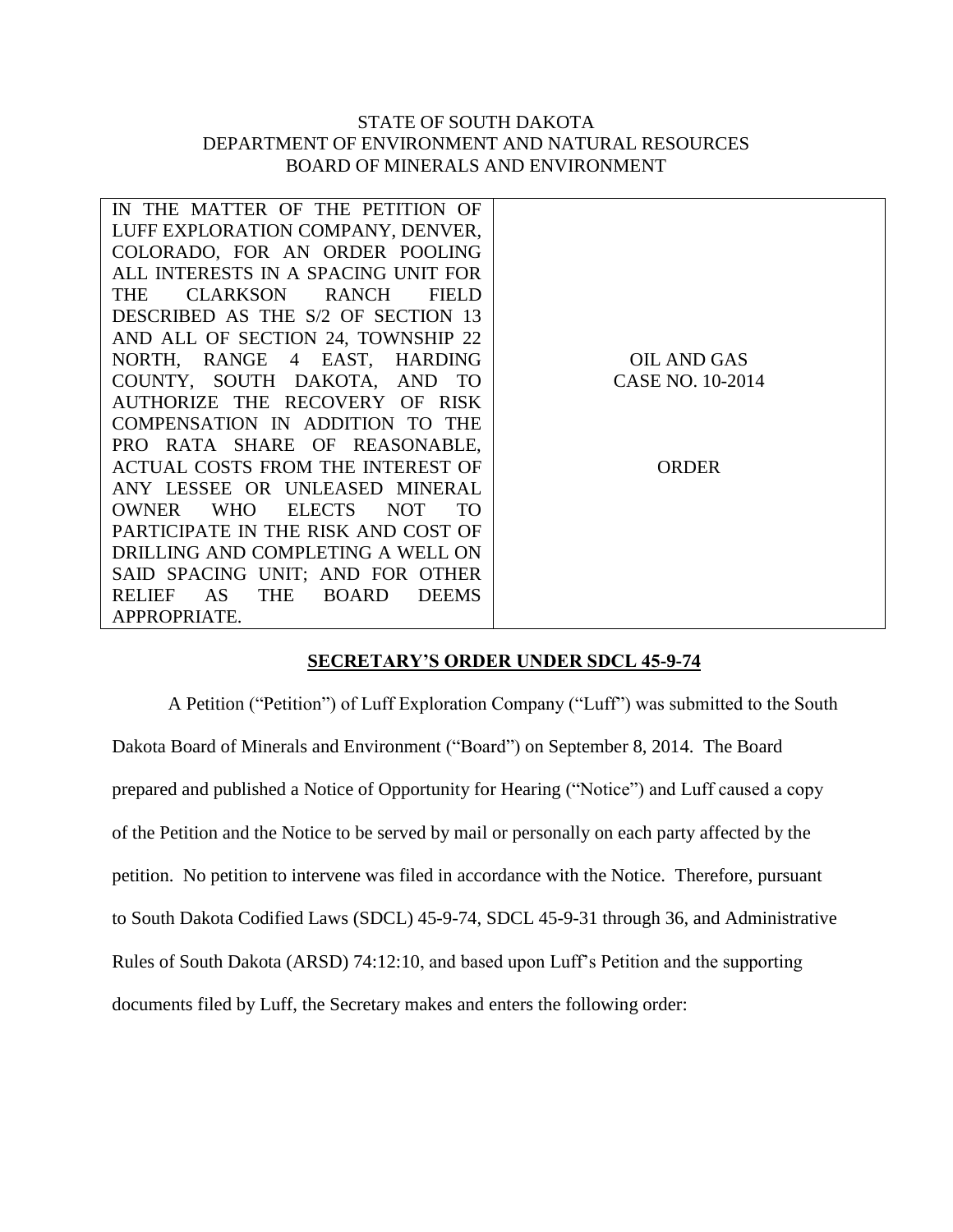STATE OF SOUTH DAKOTA
DEPARTMENT OF ENVIRONMENT AND NATURAL RESOURCES
BOARD OF MINERALS AND ENVIRONMENT

| IN THE MATTER OF THE PETITION OF LUFF EXPLORATION COMPANY, DENVER, COLORADO, FOR AN ORDER POOLING ALL INTERESTS IN A SPACING UNIT FOR THE CLARKSON RANCH FIELD DESCRIBED AS THE S/2 OF SECTION 13 AND ALL OF SECTION 24, TOWNSHIP 22 NORTH, RANGE 4 EAST, HARDING COUNTY, SOUTH DAKOTA, AND TO AUTHORIZE THE RECOVERY OF RISK COMPENSATION IN ADDITION TO THE PRO RATA SHARE OF REASONABLE, ACTUAL COSTS FROM THE INTEREST OF ANY LESSEE OR UNLEASED MINERAL OWNER WHO ELECTS NOT TO PARTICIPATE IN THE RISK AND COST OF DRILLING AND COMPLETING A WELL ON SAID SPACING UNIT; AND FOR OTHER RELIEF AS THE BOARD DEEMS APPROPRIATE. | OIL AND GAS<br>CASE NO. 10-2014<br><br>ORDER |
|---|---|

**SECRETARY'S ORDER UNDER SDCL 45-9-74**

A Petition ("Petition") of Luff Exploration Company ("Luff") was submitted to the South Dakota Board of Minerals and Environment ("Board") on September 8, 2014. The Board prepared and published a Notice of Opportunity for Hearing ("Notice") and Luff caused a copy of the Petition and the Notice to be served by mail or personally on each party affected by the petition. No petition to intervene was filed in accordance with the Notice. Therefore, pursuant to South Dakota Codified Laws (SDCL) 45-9-74, SDCL 45-9-31 through 36, and Administrative Rules of South Dakota (ARSD) 74:12:10, and based upon Luff's Petition and the supporting documents filed by Luff, the Secretary makes and enters the following order: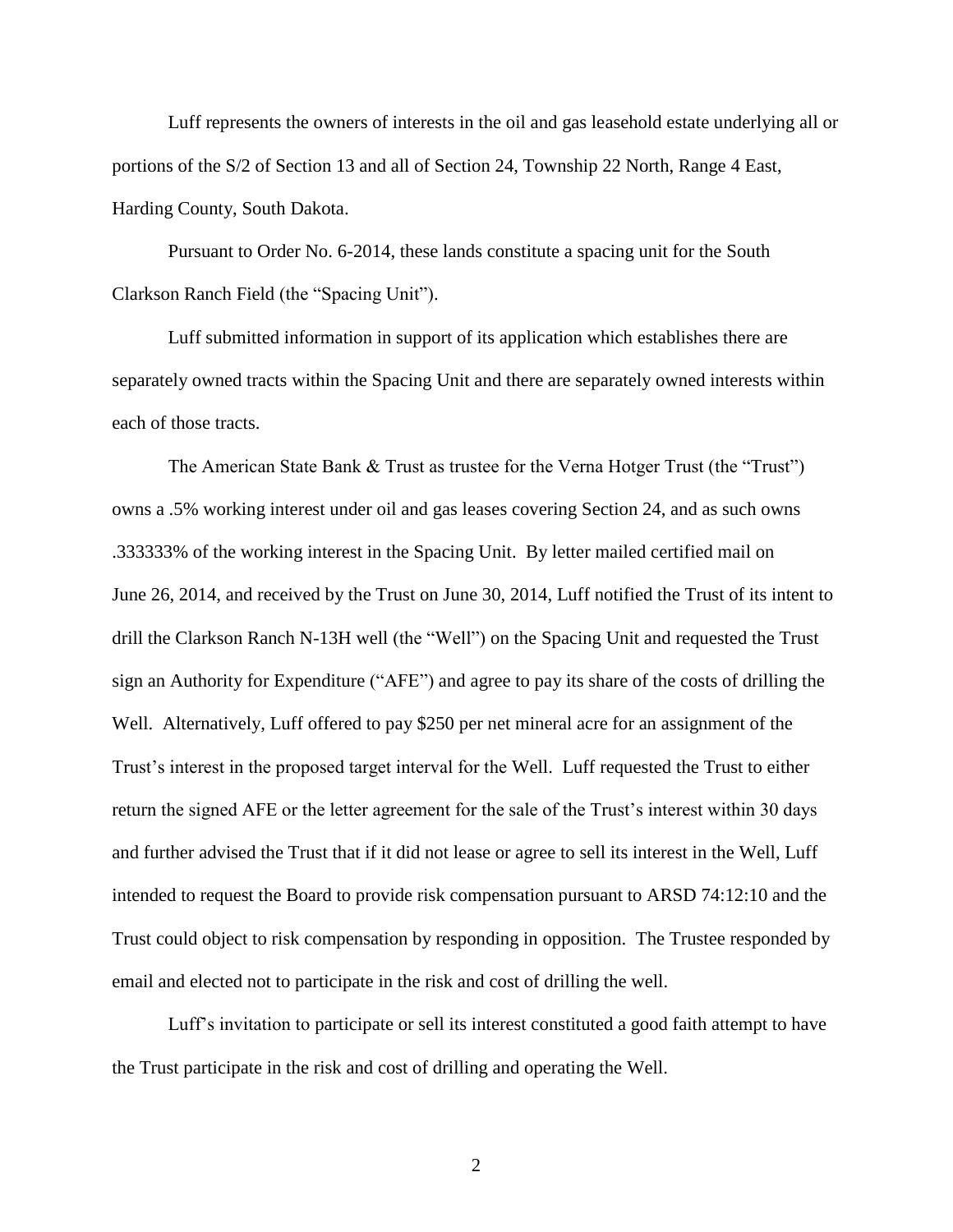Luff represents the owners of interests in the oil and gas leasehold estate underlying all or portions of the S/2 of Section 13 and all of Section 24, Township 22 North, Range 4 East, Harding County, South Dakota.

Pursuant to Order No. 6-2014, these lands constitute a spacing unit for the South Clarkson Ranch Field (the "Spacing Unit").

Luff submitted information in support of its application which establishes there are separately owned tracts within the Spacing Unit and there are separately owned interests within each of those tracts.

The American State Bank & Trust as trustee for the Verna Hotger Trust (the "Trust") owns a .5% working interest under oil and gas leases covering Section 24, and as such owns .333333% of the working interest in the Spacing Unit. By letter mailed certified mail on June 26, 2014, and received by the Trust on June 30, 2014, Luff notified the Trust of its intent to drill the Clarkson Ranch N-13H well (the "Well") on the Spacing Unit and requested the Trust sign an Authority for Expenditure ("AFE") and agree to pay its share of the costs of drilling the Well. Alternatively, Luff offered to pay $250 per net mineral acre for an assignment of the Trust's interest in the proposed target interval for the Well. Luff requested the Trust to either return the signed AFE or the letter agreement for the sale of the Trust's interest within 30 days and further advised the Trust that if it did not lease or agree to sell its interest in the Well, Luff intended to request the Board to provide risk compensation pursuant to ARSD 74:12:10 and the Trust could object to risk compensation by responding in opposition. The Trustee responded by email and elected not to participate in the risk and cost of drilling the well.

Luff's invitation to participate or sell its interest constituted a good faith attempt to have the Trust participate in the risk and cost of drilling and operating the Well.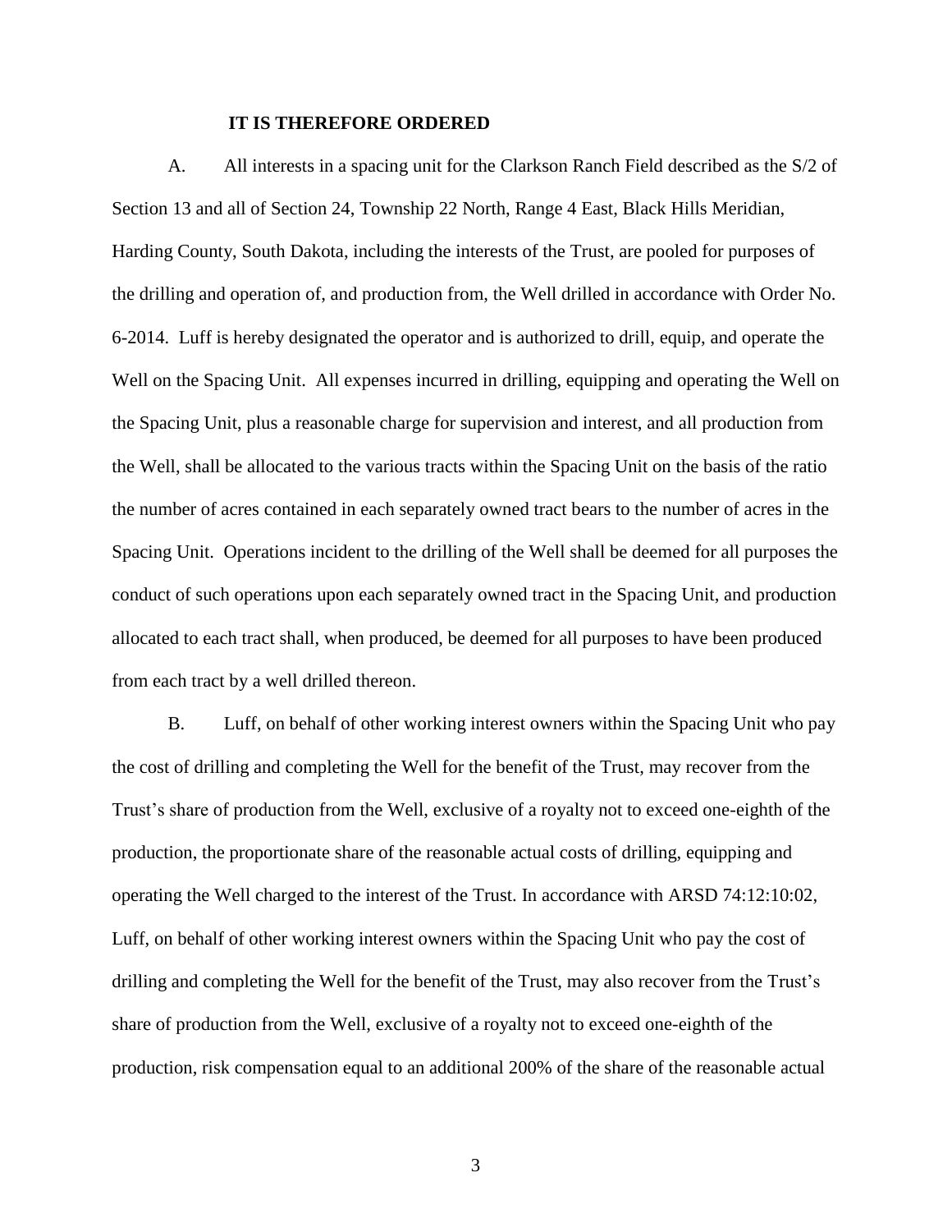**IT IS THEREFORE ORDERED**

A. All interests in a spacing unit for the Clarkson Ranch Field described as the S/2 of Section 13 and all of Section 24, Township 22 North, Range 4 East, Black Hills Meridian, Harding County, South Dakota, including the interests of the Trust, are pooled for purposes of the drilling and operation of, and production from, the Well drilled in accordance with Order No. 6-2014. Luff is hereby designated the operator and is authorized to drill, equip, and operate the Well on the Spacing Unit. All expenses incurred in drilling, equipping and operating the Well on the Spacing Unit, plus a reasonable charge for supervision and interest, and all production from the Well, shall be allocated to the various tracts within the Spacing Unit on the basis of the ratio the number of acres contained in each separately owned tract bears to the number of acres in the Spacing Unit. Operations incident to the drilling of the Well shall be deemed for all purposes the conduct of such operations upon each separately owned tract in the Spacing Unit, and production allocated to each tract shall, when produced, be deemed for all purposes to have been produced from each tract by a well drilled thereon.

B. Luff, on behalf of other working interest owners within the Spacing Unit who pay the cost of drilling and completing the Well for the benefit of the Trust, may recover from the Trust's share of production from the Well, exclusive of a royalty not to exceed one-eighth of the production, the proportionate share of the reasonable actual costs of drilling, equipping and operating the Well charged to the interest of the Trust. In accordance with ARSD 74:12:10:02, Luff, on behalf of other working interest owners within the Spacing Unit who pay the cost of drilling and completing the Well for the benefit of the Trust, may also recover from the Trust's share of production from the Well, exclusive of a royalty not to exceed one-eighth of the production, risk compensation equal to an additional 200% of the share of the reasonable actual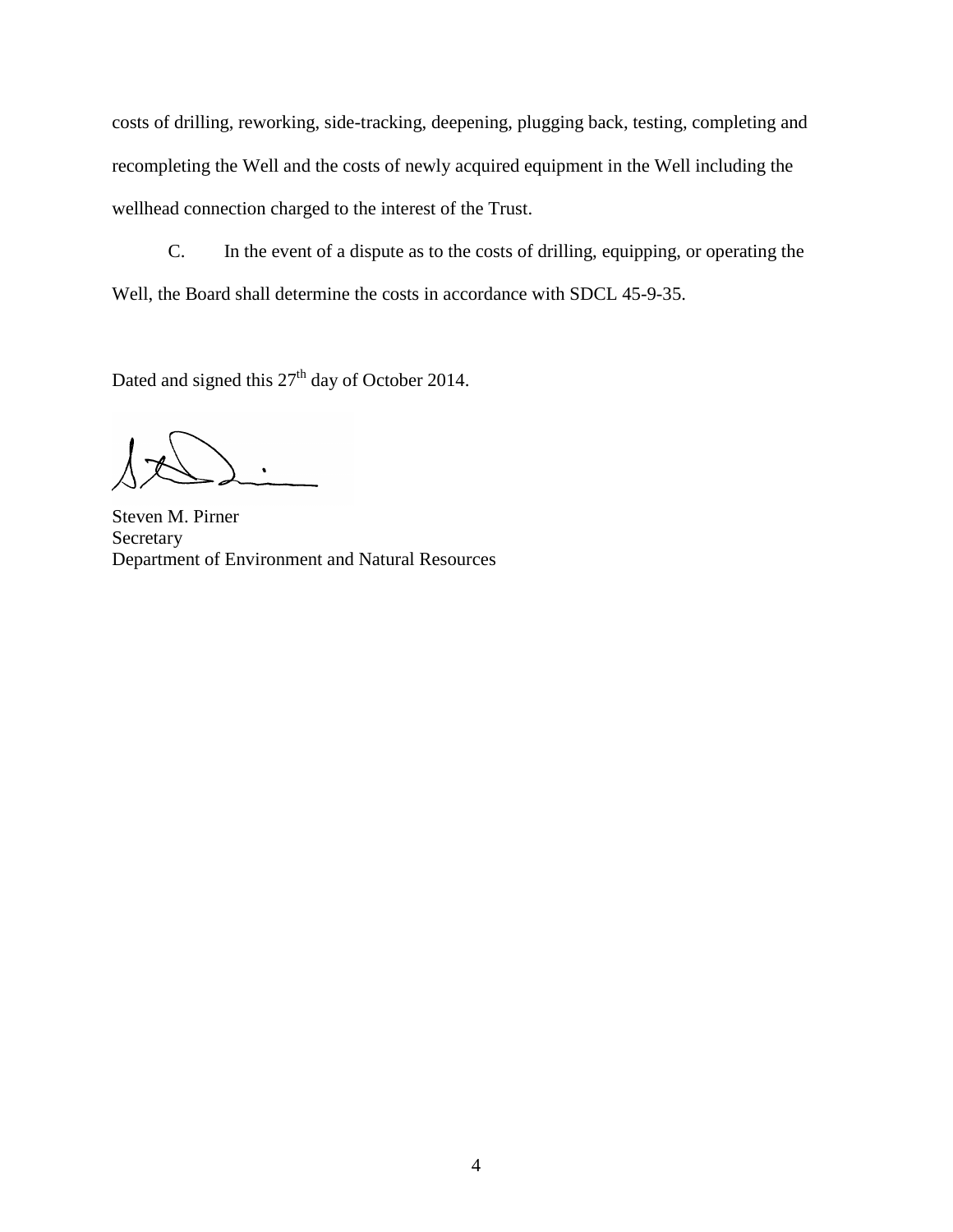costs of drilling, reworking, side-tracking, deepening, plugging back, testing, completing and recompleting the Well and the costs of newly acquired equipment in the Well including the wellhead connection charged to the interest of the Trust.

C. In the event of a dispute as to the costs of drilling, equipping, or operating the Well, the Board shall determine the costs in accordance with SDCL 45-9-35.

Dated and signed this 27th day of October 2014.

Steven M. Pirner
Secretary
Department of Environment and Natural Resources